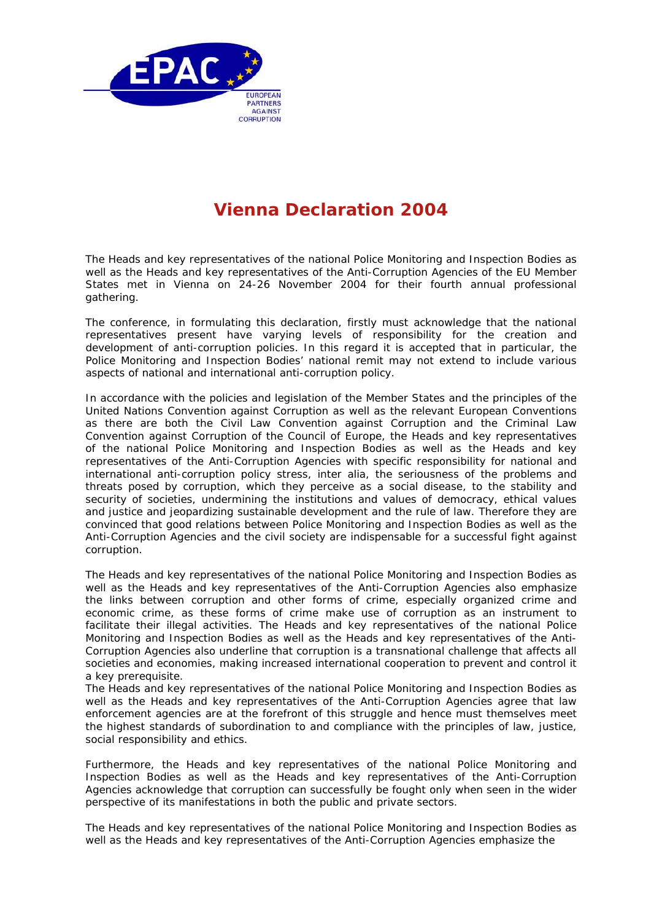# Vienna Declaration 2004

The Heads and key representatives of the national Police Monitoring and Inspection Bodies as well as the Heads and key representatives of the Anti-Corruption Agencies of the EU Member States met in Vienna on 24-26 November 2004 for their fourth annual professional gathering.

The conference, in formulating this declaration, firstly must acknowledge that the national representatives present have varying levels of responsibility for the creation and development of anti-corruption policies. In this regard it is accepted that in particular, the Police Monitoring and Inspection Bodies' national remit may not extend to include various aspects of national and international anti-corruption policy.

In accordance with the policies and legislation of the Member States and the principles of the United Nations Convention against Corruption as well as the relevant European Conventions as there are both the Civil Law Convention against Corruption and the Criminal Law Convention against Corruption of the Council of Europe, the Heads and key representatives of the national Police Monitoring and Inspection Bodies as well as the Heads and key representatives of the Anti-Corruption Agencies with specific responsibility for national and international anti-corruption policy stress, inter alia, the seriousness of the problems and threats posed by corruption, which they perceive as a social disease, to the stability and security of societies, undermining the institutions and values of democracy, ethical values and justice and jeopardizing sustainable development and the rule of law. Therefore they are convinced that good relations between Police Monitoring and Inspection Bodies as well as the Anti-Corruption Agencies and the civil society are indispensable for a successful fight against corruption.

The Heads and key representatives of the national Police Monitoring and Inspection Bodies as well as the Heads and key representatives of the Anti-Corruption Agencies also emphasize the links between corruption and other forms of crime, especially organized crime and economic crime, as these forms of crime make use of corruption as an instrument to facilitate their illegal activities. The Heads and key representatives of the national Police Monitoring and Inspection Bodies as well as the Heads and key representatives of the Anti-Corruption Agencies also underline that corruption is a transnational challenge that affects all societies and economies, making increased international cooperation to prevent and control it a key prerequisite.

The Heads and key representatives of the national Police Monitoring and Inspection Bodies as well as the Heads and key representatives of the Anti-Corruption Agencies agree that law enforcement agencies are at the forefront of this struggle and hence must themselves meet the highest standards of subordination to and compliance with the principles of law, justice, social responsibility and ethics.

Furthermore, the Heads and key representatives of the national Police Monitoring and Inspection Bodies as well as the Heads and key representatives of the Anti-Corruption Agencies acknowledge that corruption can successfully be fought only when seen in the wider perspective of its manifestations in both the public and private sectors.

The Heads and key representatives of the national Police Monitoring and Inspection Bodies as well as the Heads and key representatives of the Anti-Corruption Agencies emphasize the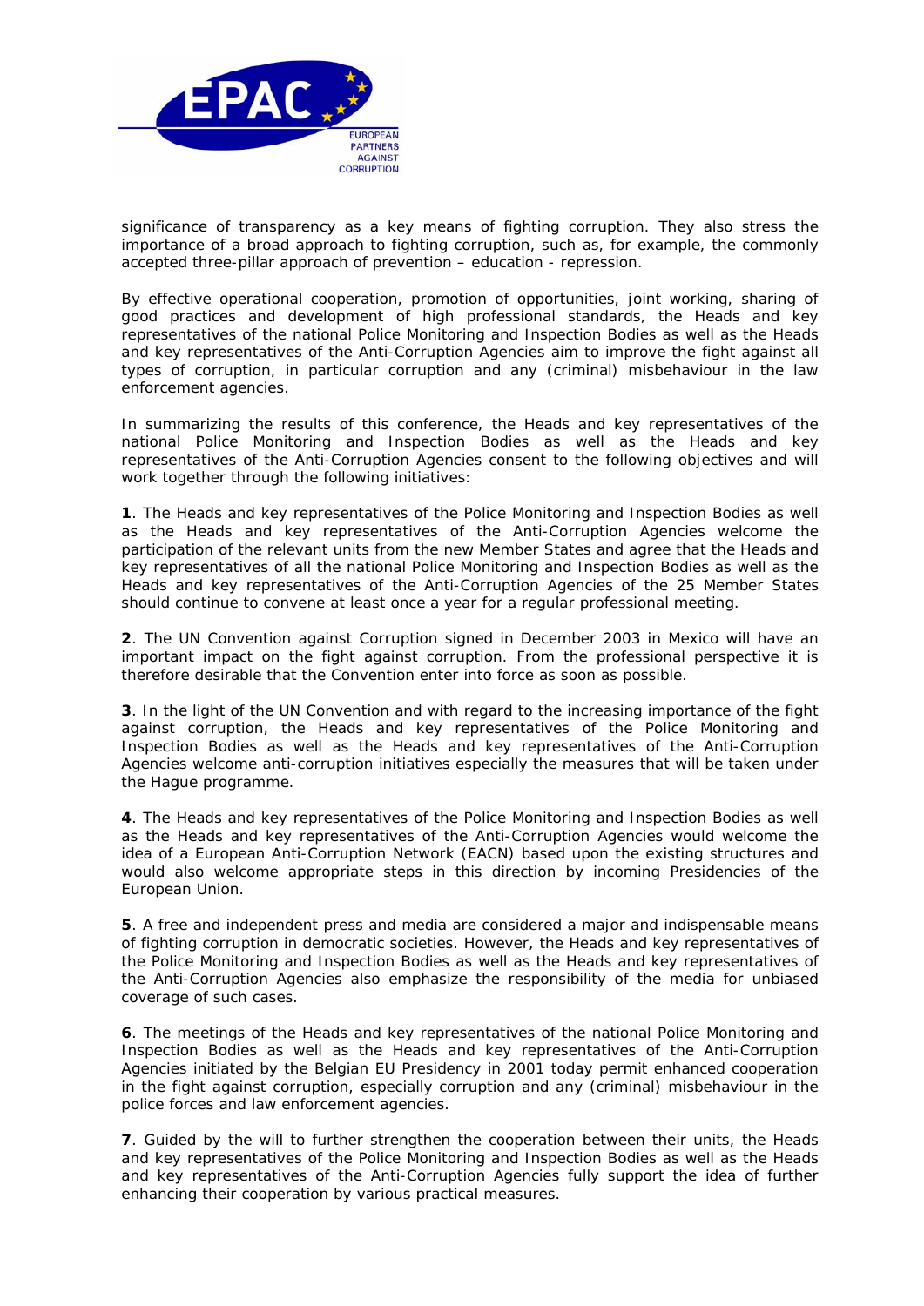significance of transparency as a key means of fighting corruption. They also stress the importance of a broad approach to fighting corruption, such as, for example, the commonly accepted three-pillar approach of prevention – education - repression.

By effective operational cooperation, promotion of opportunities, joint working, sharing of good practices and development of high professional standards, the Heads and key representatives of the national Police Monitoring and Inspection Bodies as well as the Heads and key representatives of the Anti-Corruption Agencies aim to improve the fight against all types of corruption, in particular corruption and any (criminal) misbehaviour in the law enforcement agencies.

In summarizing the results of this conference, the Heads and key representatives of the national Police Monitoring and Inspection Bodies as well as the Heads and key representatives of the Anti-Corruption Agencies consent to the following objectives and will work together through the following initiatives:

**1**. The Heads and key representatives of the Police Monitoring and Inspection Bodies as well as the Heads and key representatives of the Anti-Corruption Agencies welcome the participation of the relevant units from the new Member States and agree that the Heads and key representatives of all the national Police Monitoring and Inspection Bodies as well as the Heads and key representatives of the Anti-Corruption Agencies of the 25 Member States should continue to convene at least once a year for a regular professional meeting.

**2**. The UN Convention against Corruption signed in December 2003 in Mexico will have an important impact on the fight against corruption. From the professional perspective it is therefore desirable that the Convention enter into force as soon as possible.

**3**. In the light of the UN Convention and with regard to the increasing importance of the fight against corruption, the Heads and key representatives of the Police Monitoring and Inspection Bodies as well as the Heads and key representatives of the Anti-Corruption Agencies welcome anti-corruption initiatives especially the measures that will be taken under the Hague programme.

**4**. The Heads and key representatives of the Police Monitoring and Inspection Bodies as well as the Heads and key representatives of the Anti-Corruption Agencies would welcome the idea of a European Anti-Corruption Network (EACN) based upon the existing structures and would also welcome appropriate steps in this direction by incoming Presidencies of the European Union.

**5**. A free and independent press and media are considered a major and indispensable means of fighting corruption in democratic societies. However, the Heads and key representatives of the Police Monitoring and Inspection Bodies as well as the Heads and key representatives of the Anti-Corruption Agencies also emphasize the responsibility of the media for unbiased coverage of such cases.

**6**. The meetings of the Heads and key representatives of the national Police Monitoring and Inspection Bodies as well as the Heads and key representatives of the Anti-Corruption Agencies initiated by the Belgian EU Presidency in 2001 today permit enhanced cooperation in the fight against corruption, especially corruption and any (criminal) misbehaviour in the police forces and law enforcement agencies.

**7**. Guided by the will to further strengthen the cooperation between their units, the Heads and key representatives of the Police Monitoring and Inspection Bodies as well as the Heads and key representatives of the Anti-Corruption Agencies fully support the idea of further enhancing their cooperation by various practical measures.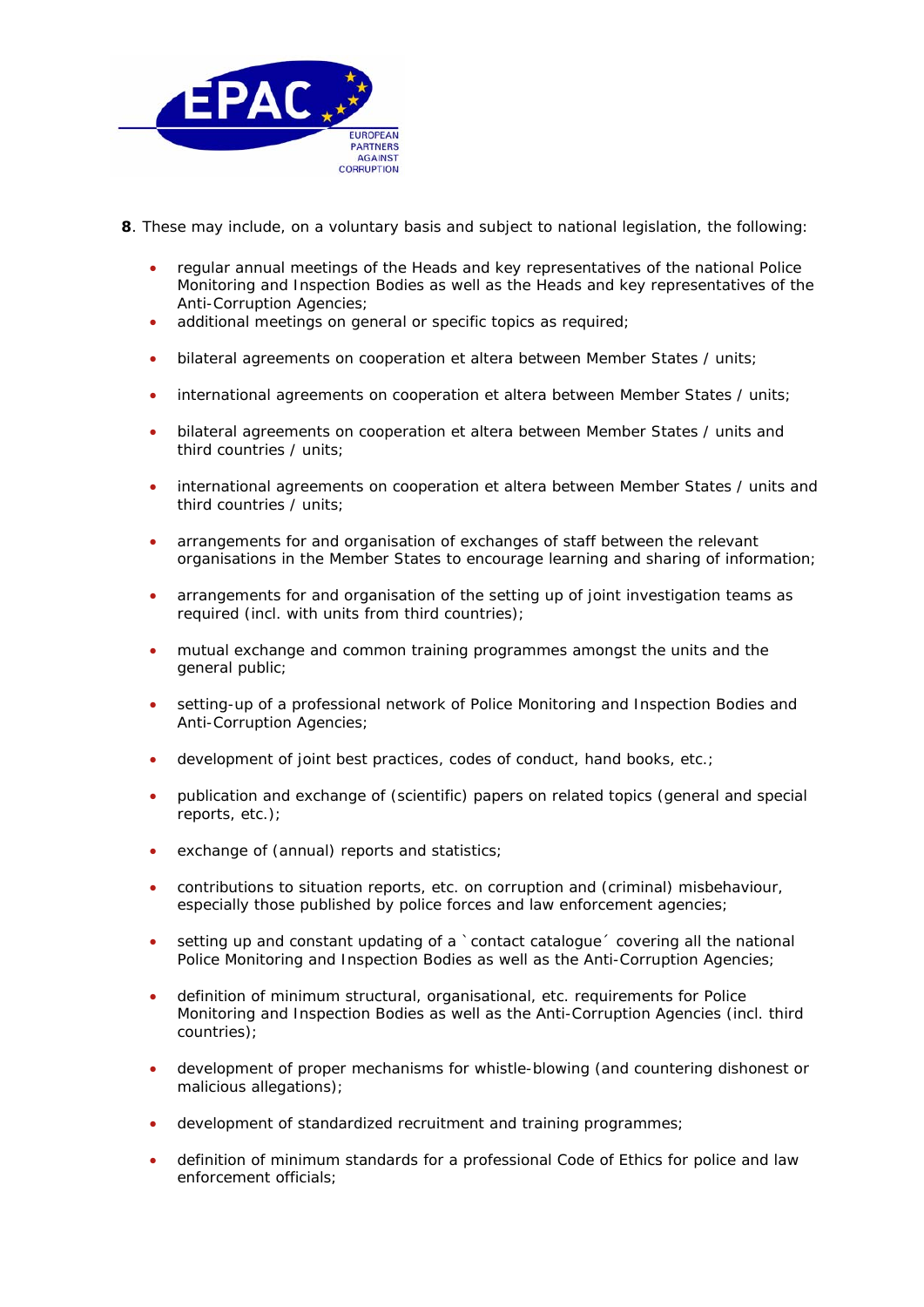**8**. These may include, on a voluntary basis and subject to national legislation, the following:

- regular annual meetings of the Heads and key representatives of the national Police Monitoring and Inspection Bodies as well as the Heads and key representatives of the Anti-Corruption Agencies;
- additional meetings on general or specific topics as required;
- bilateral agreements on cooperation et altera between Member States / units;
- international agreements on cooperation et altera between Member States / units;
- bilateral agreements on cooperation et altera between Member States / units and third countries / units;
- international agreements on cooperation et altera between Member States / units and third countries / units;
- arrangements for and organisation of exchanges of staff between the relevant organisations in the Member States to encourage learning and sharing of information;
- arrangements for and organisation of the setting up of joint investigation teams as required (incl. with units from third countries);
- mutual exchange and common training programmes amongst the units and the general public;
- setting-up of a professional network of Police Monitoring and Inspection Bodies and Anti-Corruption Agencies;
- development of joint best practices, codes of conduct, hand books, etc.;
- publication and exchange of (scientific) papers on related topics (general and special reports, etc.);
- exchange of (annual) reports and statistics;
- contributions to situation reports, etc. on corruption and (criminal) misbehaviour, especially those published by police forces and law enforcement agencies;
- setting up and constant updating of a `contact catalogue´ covering all the national Police Monitoring and Inspection Bodies as well as the Anti-Corruption Agencies;
- definition of minimum structural, organisational, etc. requirements for Police Monitoring and Inspection Bodies as well as the Anti-Corruption Agencies (incl. third countries);
- development of proper mechanisms for whistle-blowing (and countering dishonest or malicious allegations);
- development of standardized recruitment and training programmes;
- definition of minimum standards for a professional Code of Ethics for police and law enforcement officials;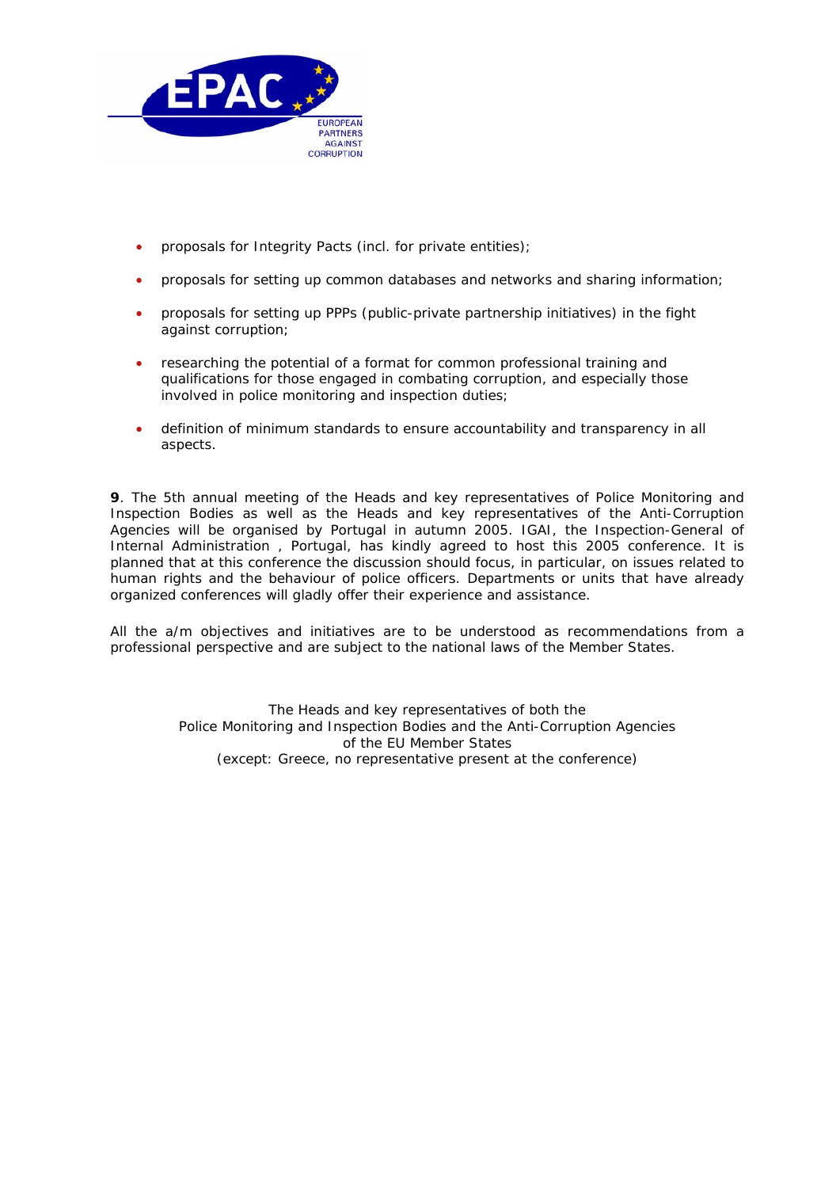- proposals for Integrity Pacts (incl. for private entities);
- proposals for setting up common databases and networks and sharing information;
- proposals for setting up PPPs (public-private partnership initiatives) in the fight against corruption;
- researching the potential of a format for common professional training and qualifications for those engaged in combating corruption, and especially those involved in police monitoring and inspection duties;
- definition of minimum standards to ensure accountability and transparency in all aspects.

**9**. The 5th annual meeting of the Heads and key representatives of Police Monitoring and Inspection Bodies as well as the Heads and key representatives of the Anti-Corruption Agencies will be organised by Portugal in autumn 2005. IGAI, the Inspection-General of Internal Administration , Portugal, has kindly agreed to host this 2005 conference. It is planned that at this conference the discussion should focus, in particular, on issues related to human rights and the behaviour of police officers. Departments or units that have already organized conferences will gladly offer their experience and assistance.

All the a/m objectives and initiatives are to be understood as recommendations from a professional perspective and are subject to the national laws of the Member States.

The Heads and key representatives of both the
Police Monitoring and Inspection Bodies and the Anti-Corruption Agencies
of the EU Member States
(except: Greece, no representative present at the conference)